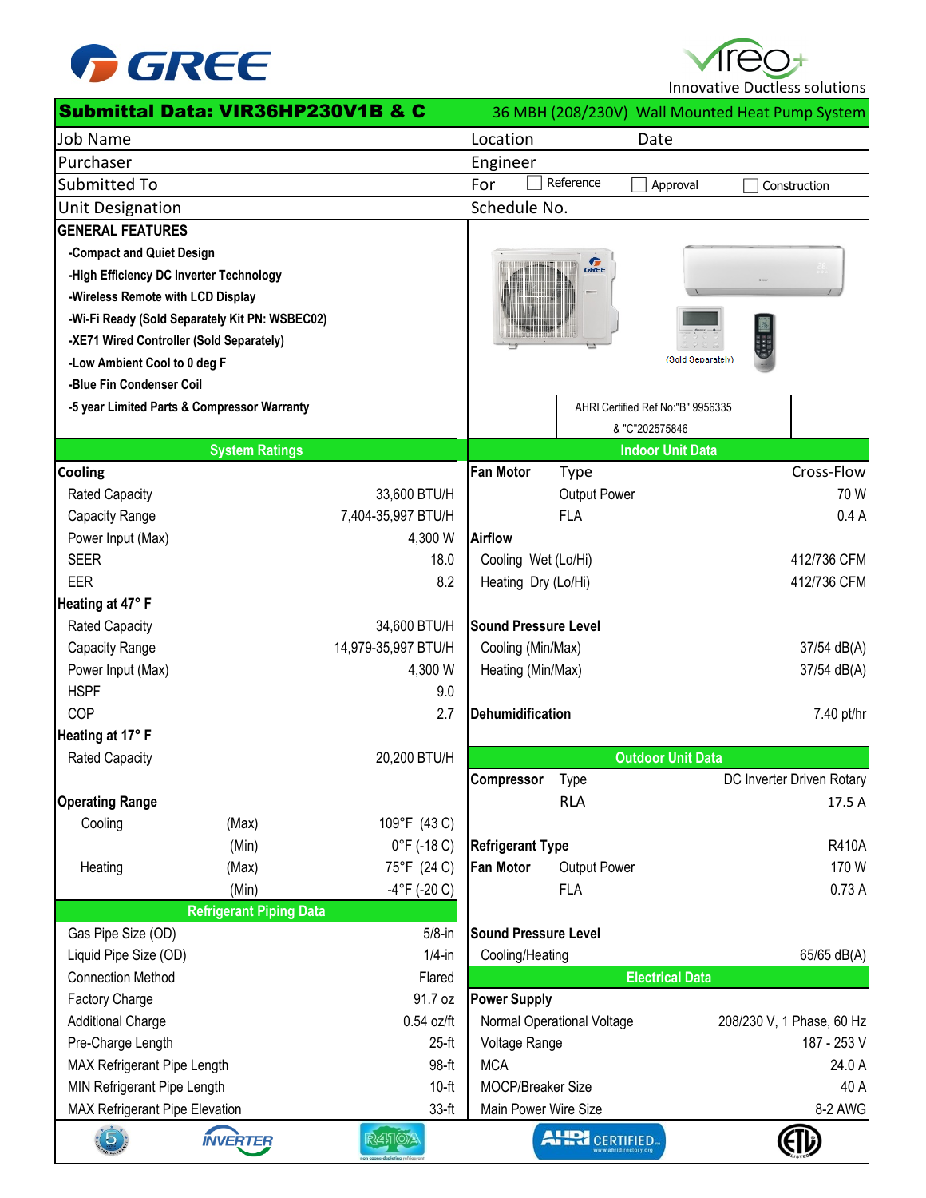# GREE

**Vireo+** Innovative Ductless solutions

## Submittal Data: VIR36HP230V1B & C

36 MBH (208/230V) Wall Mounted Heat Pump System

| | | | |
|---|---|---|---|
| Job Name | | Location | Date |
| Purchaser | | Engineer | |
| Submitted To | | For ☐ Reference ☐ Approval ☐ Construction | |
| Unit Designation | | Schedule No. | |

### GENERAL FEATURES

- -Compact and Quiet Design
- -High Efficiency DC Inverter Technology
- -Wireless Remote with LCD Display
- -Wi-Fi Ready (Sold Separately Kit PN: WSBEC02)
- -XE71 Wired Controller (Sold Separately)
- -Low Ambient Cool to 0 deg F
- -Blue Fin Condenser Coil
- -5 year Limited Parts & Compressor Warranty

(Sold Separately)

AHRI Certified Ref No:"B" 9956335 & "C"202575846

### System Ratings

| **Cooling** | | |
|---|---|---|
| Rated Capacity | | 33,600 BTU/H |
| Capacity Range | | 7,404-35,997 BTU/H |
| Power Input (Max) | | 4,300 W |
| SEER | | 18.0 |
| EER | | 8.2 |
| **Heating at 47° F** | | |
| Rated Capacity | | 34,600 BTU/H |
| Capacity Range | | 14,979-35,997 BTU/H |
| Power Input (Max) | | 4,300 W |
| HSPF | | 9.0 |
| COP | | 2.7 |
| **Heating at 17° F** | | |
| Rated Capacity | | 20,200 BTU/H |
| **Operating Range** | | |
| Cooling | (Max) | 109°F (43 C) |
| | (Min) | 0°F (-18 C) |
| Heating | (Max) | 75°F (24 C) |
| | (Min) | -4°F (-20 C) |

### Refrigerant Piping Data

| | |
|---|---|
| Gas Pipe Size (OD) | 5/8-in |
| Liquid Pipe Size (OD) | 1/4-in |
| Connection Method | Flared |
| Factory Charge | 91.7 oz |
| Additional Charge | 0.54 oz/ft |
| Pre-Charge Length | 25-ft |
| MAX Refrigerant Pipe Length | 98-ft |
| MIN Refrigerant Pipe Length | 10-ft |
| MAX Refrigerant Pipe Elevation | 33-ft |

### Indoor Unit Data

| | | |
|---|---|---|
| **Fan Motor** | Type | Cross-Flow |
| | Output Power | 70 W |
| | FLA | 0.4 A |
| **Airflow** | | |
| Cooling Wet (Lo/Hi) | | 412/736 CFM |
| Heating Dry (Lo/Hi) | | 412/736 CFM |
| **Sound Pressure Level** | | |
| Cooling (Min/Max) | | 37/54 dB(A) |
| Heating (Min/Max) | | 37/54 dB(A) |
| **Dehumidification** | | 7.40 pt/hr |

### Outdoor Unit Data

| | | |
|---|---|---|
| **Compressor** | Type | DC Inverter Driven Rotary |
| | RLA | 17.5 A |
| **Refrigerant Type** | | R410A |
| **Fan Motor** | Output Power | 170 W |
| | FLA | 0.73 A |
| **Sound Pressure Level** | | |
| Cooling/Heating | | 65/65 dB(A) |

### Electrical Data

| | |
|---|---|
| **Power Supply** | |
| Normal Operational Voltage | 208/230 V, 1 Phase, 60 Hz |
| Voltage Range | 187 - 253 V |
| MCA | 24.0 A |
| MOCP/Breaker Size | 40 A |
| Main Power Wire Size | 8-2 AWG |

INVERTER · R410A non ozone-depleting refrigerant · AHRI CERTIFIED www.ahridirectory.org · ETL LISTED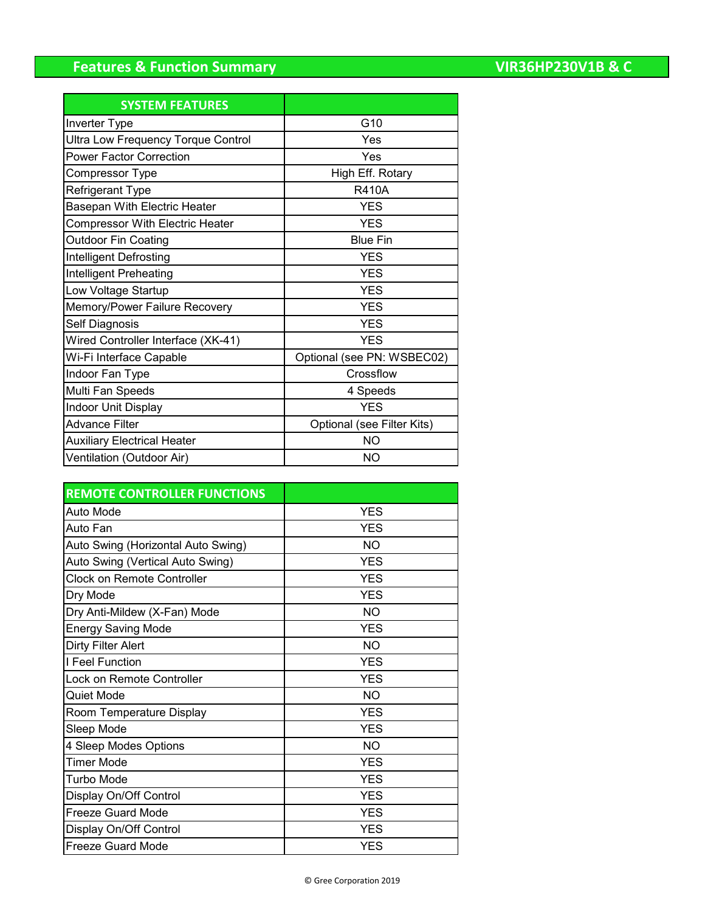# Features & Function Summary

## VIR36HP230V1B & C

| SYSTEM FEATURES | |
|---|---|
| Inverter Type | G10 |
| Ultra Low Frequency Torque Control | Yes |
| Power Factor Correction | Yes |
| Compressor Type | High Eff. Rotary |
| Refrigerant Type | R410A |
| Basepan With Electric Heater | YES |
| Compressor With Electric Heater | YES |
| Outdoor Fin Coating | Blue Fin |
| Intelligent Defrosting | YES |
| Intelligent Preheating | YES |
| Low Voltage Startup | YES |
| Memory/Power Failure Recovery | YES |
| Self Diagnosis | YES |
| Wired Controller Interface (XK-41) | YES |
| Wi-Fi Interface Capable | Optional (see PN: WSBEC02) |
| Indoor Fan Type | Crossflow |
| Multi Fan Speeds | 4 Speeds |
| Indoor Unit Display | YES |
| Advance Filter | Optional (see Filter Kits) |
| Auxiliary Electrical Heater | NO |
| Ventilation (Outdoor Air) | NO |

| REMOTE CONTROLLER FUNCTIONS | |
|---|---|
| Auto Mode | YES |
| Auto Fan | YES |
| Auto Swing (Horizontal Auto Swing) | NO |
| Auto Swing (Vertical Auto Swing) | YES |
| Clock on Remote Controller | YES |
| Dry Mode | YES |
| Dry Anti-Mildew (X-Fan) Mode | NO |
| Energy Saving Mode | YES |
| Dirty Filter Alert | NO |
| I Feel Function | YES |
| Lock on Remote Controller | YES |
| Quiet Mode | NO |
| Room Temperature Display | YES |
| Sleep Mode | YES |
| 4 Sleep Modes Options | NO |
| Timer Mode | YES |
| Turbo Mode | YES |
| Display On/Off Control | YES |
| Freeze Guard Mode | YES |
| Display On/Off Control | YES |
| Freeze Guard Mode | YES |

© Gree Corporation 2019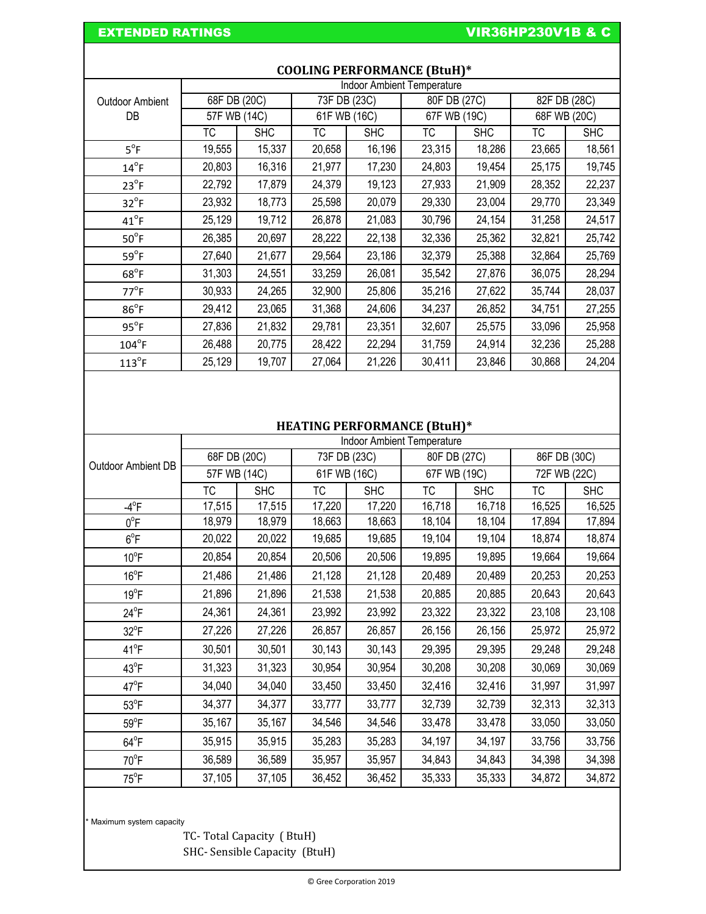## EXTENDED RATINGS — VIR36HP230V1B & C

### COOLING PERFORMANCE (BtuH)*

| Outdoor Ambient DB | Indoor Ambient Temperature | | | | | | | |
|---|---|---|---|---|---|---|---|---|
| | 68F DB (20C) | | 73F DB (23C) | | 80F DB (27C) | | 82F DB (28C) | |
| | 57F WB (14C) | | 61F WB (16C) | | 67F WB (19C) | | 68F WB (20C) | |
| | TC | SHC | TC | SHC | TC | SHC | TC | SHC |
| 5°F | 19,555 | 15,337 | 20,658 | 16,196 | 23,315 | 18,286 | 23,665 | 18,561 |
| 14°F | 20,803 | 16,316 | 21,977 | 17,230 | 24,803 | 19,454 | 25,175 | 19,745 |
| 23°F | 22,792 | 17,879 | 24,379 | 19,123 | 27,933 | 21,909 | 28,352 | 22,237 |
| 32°F | 23,932 | 18,773 | 25,598 | 20,079 | 29,330 | 23,004 | 29,770 | 23,349 |
| 41°F | 25,129 | 19,712 | 26,878 | 21,083 | 30,796 | 24,154 | 31,258 | 24,517 |
| 50°F | 26,385 | 20,697 | 28,222 | 22,138 | 32,336 | 25,362 | 32,821 | 25,742 |
| 59°F | 27,640 | 21,677 | 29,564 | 23,186 | 32,379 | 25,388 | 32,864 | 25,769 |
| 68°F | 31,303 | 24,551 | 33,259 | 26,081 | 35,542 | 27,876 | 36,075 | 28,294 |
| 77°F | 30,933 | 24,265 | 32,900 | 25,806 | 35,216 | 27,622 | 35,744 | 28,037 |
| 86°F | 29,412 | 23,065 | 31,368 | 24,606 | 34,237 | 26,852 | 34,751 | 27,255 |
| 95°F | 27,836 | 21,832 | 29,781 | 23,351 | 32,607 | 25,575 | 33,096 | 25,958 |
| 104°F | 26,488 | 20,775 | 28,422 | 22,294 | 31,759 | 24,914 | 32,236 | 25,288 |
| 113°F | 25,129 | 19,707 | 27,064 | 21,226 | 30,411 | 23,846 | 30,868 | 24,204 |

### HEATING PERFORMANCE (BtuH)*

| Outdoor Ambient DB | Indoor Ambient Temperature | | | | | | | |
|---|---|---|---|---|---|---|---|---|
| | 68F DB (20C) | | 73F DB (23C) | | 80F DB (27C) | | 86F DB (30C) | |
| | 57F WB (14C) | | 61F WB (16C) | | 67F WB (19C) | | 72F WB (22C) | |
| | TC | SHC | TC | SHC | TC | SHC | TC | SHC |
| -4°F | 17,515 | 17,515 | 17,220 | 17,220 | 16,718 | 16,718 | 16,525 | 16,525 |
| 0°F | 18,979 | 18,979 | 18,663 | 18,663 | 18,104 | 18,104 | 17,894 | 17,894 |
| 6°F | 20,022 | 20,022 | 19,685 | 19,685 | 19,104 | 19,104 | 18,874 | 18,874 |
| 10°F | 20,854 | 20,854 | 20,506 | 20,506 | 19,895 | 19,895 | 19,664 | 19,664 |
| 16°F | 21,486 | 21,486 | 21,128 | 21,128 | 20,489 | 20,489 | 20,253 | 20,253 |
| 19°F | 21,896 | 21,896 | 21,538 | 21,538 | 20,885 | 20,885 | 20,643 | 20,643 |
| 24°F | 24,361 | 24,361 | 23,992 | 23,992 | 23,322 | 23,322 | 23,108 | 23,108 |
| 32°F | 27,226 | 27,226 | 26,857 | 26,857 | 26,156 | 26,156 | 25,972 | 25,972 |
| 41°F | 30,501 | 30,501 | 30,143 | 30,143 | 29,395 | 29,395 | 29,248 | 29,248 |
| 43°F | 31,323 | 31,323 | 30,954 | 30,954 | 30,208 | 30,208 | 30,069 | 30,069 |
| 47°F | 34,040 | 34,040 | 33,450 | 33,450 | 32,416 | 32,416 | 31,997 | 31,997 |
| 53°F | 34,377 | 34,377 | 33,777 | 33,777 | 32,739 | 32,739 | 32,313 | 32,313 |
| 59°F | 35,167 | 35,167 | 34,546 | 34,546 | 33,478 | 33,478 | 33,050 | 33,050 |
| 64°F | 35,915 | 35,915 | 35,283 | 35,283 | 34,197 | 34,197 | 33,756 | 33,756 |
| 70°F | 36,589 | 36,589 | 35,957 | 35,957 | 34,843 | 34,843 | 34,398 | 34,398 |
| 75°F | 37,105 | 37,105 | 36,452 | 36,452 | 35,333 | 35,333 | 34,872 | 34,872 |

* Maximum system capacity

TC- Total Capacity (BtuH)
SHC- Sensible Capacity (BtuH)

© Gree Corporation 2019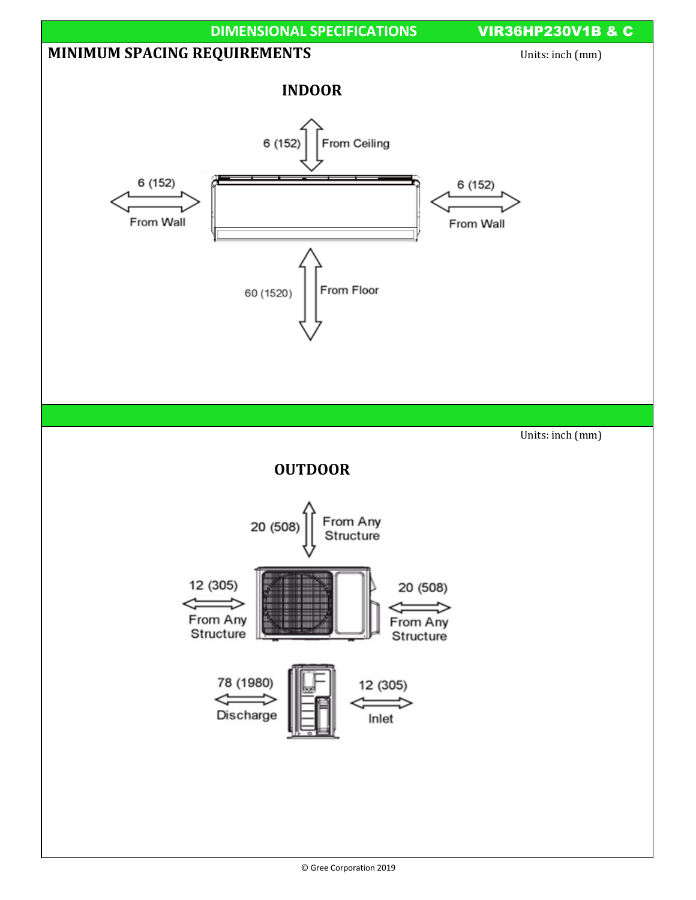## DIMENSIONAL SPECIFICATIONS — VIR36HP230V1B & C

## MINIMUM SPACING REQUIREMENTS

Units: inch (mm)

### INDOOR

6 (152) From Ceiling

6 (152) From Wall

6 (152) From Wall

60 (1520) From Floor

Units: inch (mm)

### OUTDOOR

20 (508) From Any Structure

12 (305) From Any Structure

20 (508) From Any Structure

78 (1980) Discharge

12 (305) Inlet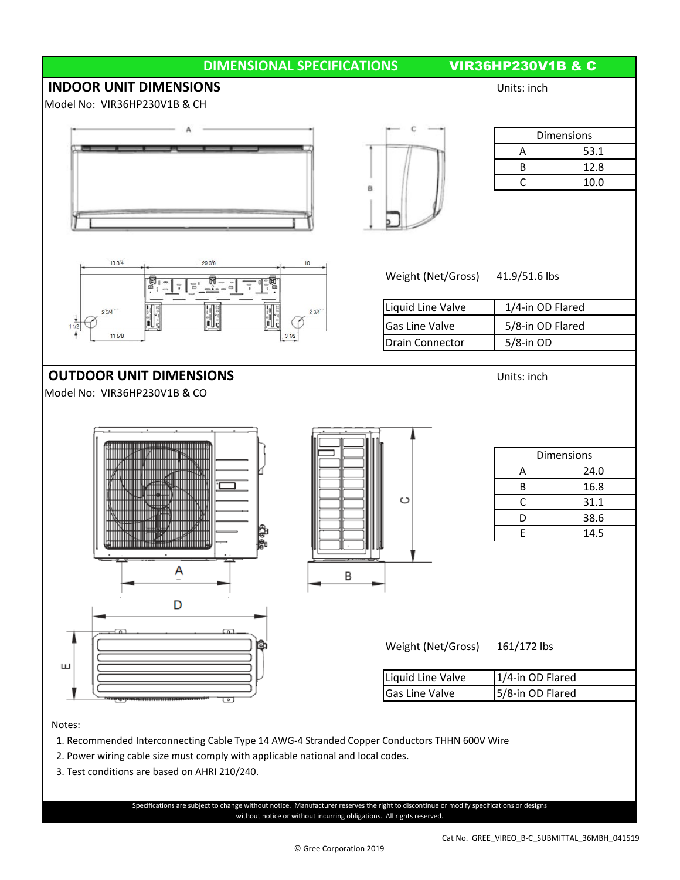## DIMENSIONAL SPECIFICATIONS — VIR36HP230V1B & C

### INDOOR UNIT DIMENSIONS

Units: inch

Model No: VIR36HP230V1B & CH

A

C

B

| Dimensions | |
|---|---|
| A | 53.1 |
| B | 12.8 |
| C | 10.0 |

13 3/4 | 29 3/8 | 10

2 3/4 | 2 3/4

1 1/2

11 5/8 | 3 1/2

Weight (Net/Gross) 41.9/51.6 lbs

| | |
|---|---|
| Liquid Line Valve | 1/4-in OD Flared |
| Gas Line Valve | 5/8-in OD Flared |
| Drain Connector | 5/8-in OD |

### OUTDOOR UNIT DIMENSIONS

Units: inch

Model No: VIR36HP230V1B & CO

A

B

C

D

E

| Dimensions | |
|---|---|
| A | 24.0 |
| B | 16.8 |
| C | 31.1 |
| D | 38.6 |
| E | 14.5 |

Weight (Net/Gross) 161/172 lbs

| | |
|---|---|
| Liquid Line Valve | 1/4-in OD Flared |
| Gas Line Valve | 5/8-in OD Flared |

Notes:

1. Recommended Interconnecting Cable Type 14 AWG-4 Stranded Copper Conductors THHN 600V Wire
2. Power wiring cable size must comply with applicable national and local codes.
3. Test conditions are based on AHRI 210/240.

Specifications are subject to change without notice. Manufacturer reserves the right to discontinue or modify specifications or designs without notice or without incurring obligations. All rights reserved.

Cat No. GREE_VIREO_B-C_SUBMITTAL_36MBH_041519

© Gree Corporation 2019